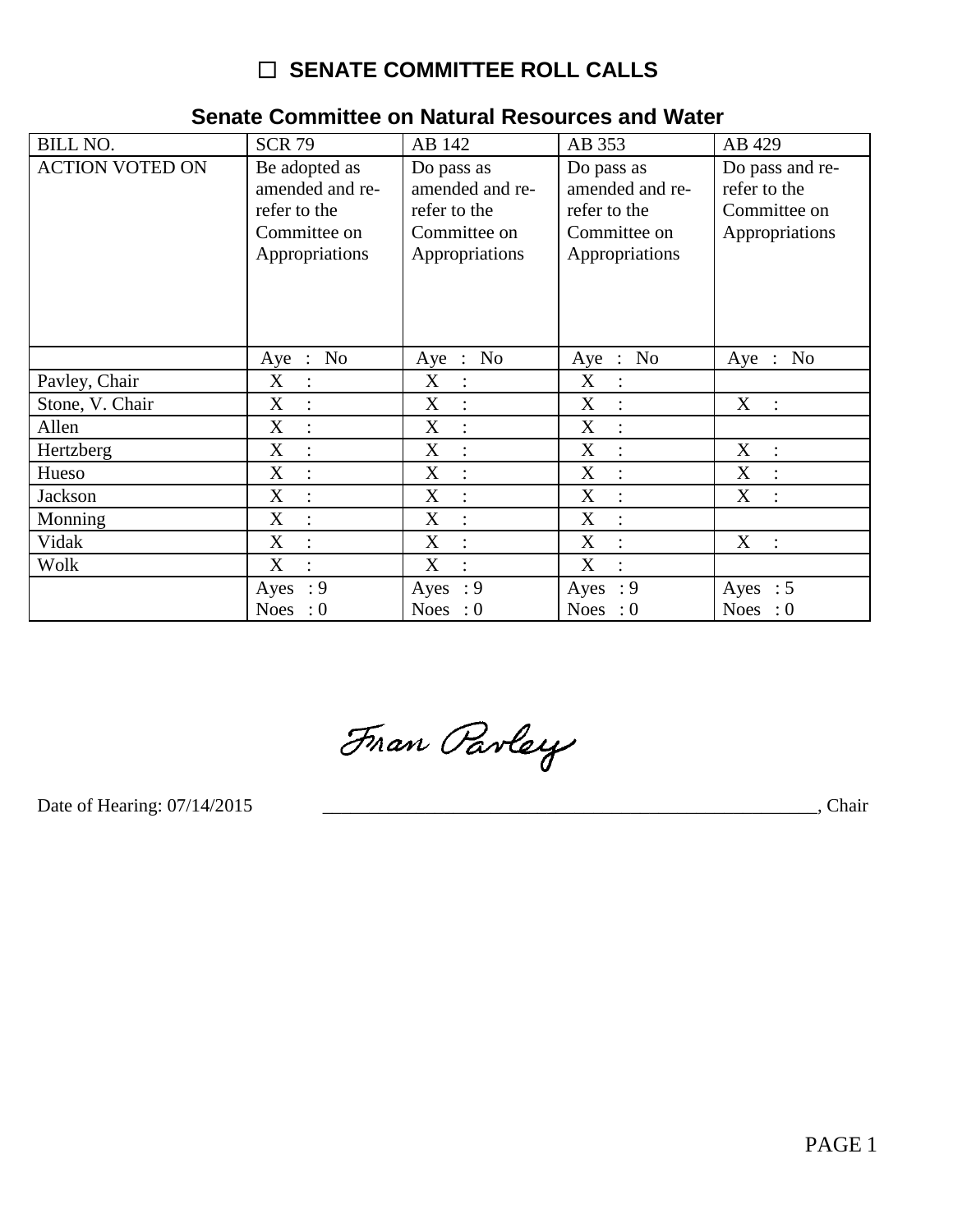## ☐ SENATE COMMITTEE ROLL CALLS

### Senate Committee on Natural Resources and Water

| BILL NO. | SCR 79 | AB 142 | AB 353 | AB 429 |
|---|---|---|---|---|
| ACTION VOTED ON | Be adopted as amended and re-refer to the Committee on Appropriations | Do pass as amended and re-refer to the Committee on Appropriations | Do pass as amended and re-refer to the Committee on Appropriations | Do pass and re-refer to the Committee on Appropriations |
| | Aye : No | Aye : No | Aye : No | Aye : No |
| Pavley, Chair | X : | X : | X : | |
| Stone, V. Chair | X : | X : | X : | X : |
| Allen | X : | X : | X : | |
| Hertzberg | X : | X : | X : | X : |
| Hueso | X : | X : | X : | X : |
| Jackson | X : | X : | X : | X : |
| Monning | X : | X : | X : | |
| Vidak | X : | X : | X : | X : |
| Wolk | X : | X : | X : | |
| | Ayes : 9<br>Noes : 0 | Ayes : 9<br>Noes : 0 | Ayes : 9<br>Noes : 0 | Ayes : 5<br>Noes : 0 |

Fran Pavley

Date of Hearing: 07/14/2015 _______________________________________________________, Chair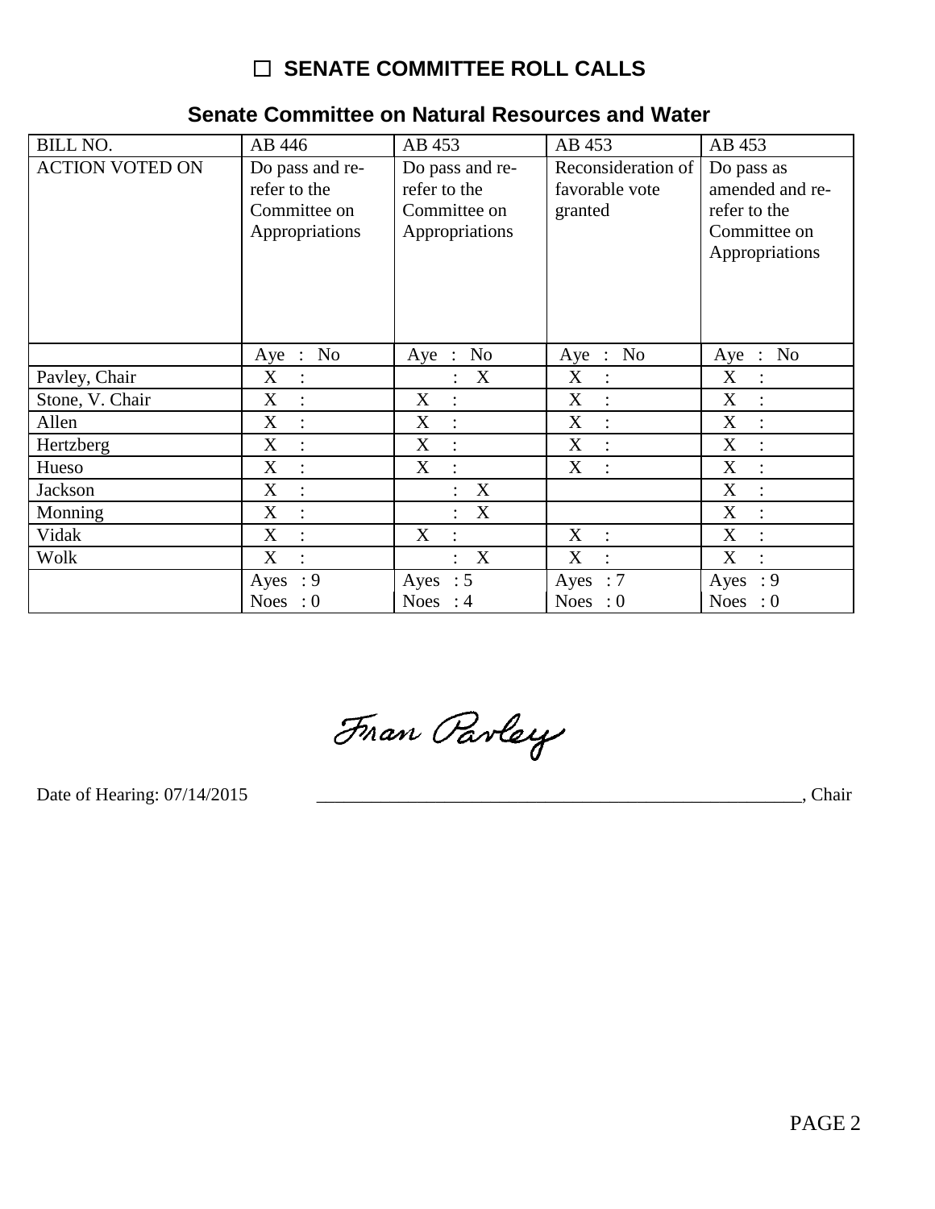☐ **SENATE COMMITTEE ROLL CALLS**

## Senate Committee on Natural Resources and Water

| BILL NO. | AB 446 | AB 453 | AB 453 | AB 453 |
|---|---|---|---|---|
| ACTION VOTED ON | Do pass and re-refer to the Committee on Appropriations | Do pass and re-refer to the Committee on Appropriations | Reconsideration of favorable vote granted | Do pass as amended and re-refer to the Committee on Appropriations |
| | Aye : No | Aye : No | Aye : No | Aye : No |
| Pavley, Chair | X : | : X | X : | X : |
| Stone, V. Chair | X : | X : | X : | X : |
| Allen | X : | X : | X : | X : |
| Hertzberg | X : | X : | X : | X : |
| Hueso | X : | X : | X : | X : |
| Jackson | X : | : X | | X : |
| Monning | X : | : X | | X : |
| Vidak | X : | X : | X : | X : |
| Wolk | X : | : X | X : | X : |
| | Ayes : 9<br>Noes : 0 | Ayes : 5<br>Noes : 4 | Ayes : 7<br>Noes : 0 | Ayes : 9<br>Noes : 0 |

Fran Pavley

Date of Hearing: 07/14/2015 _______________________________________________________, Chair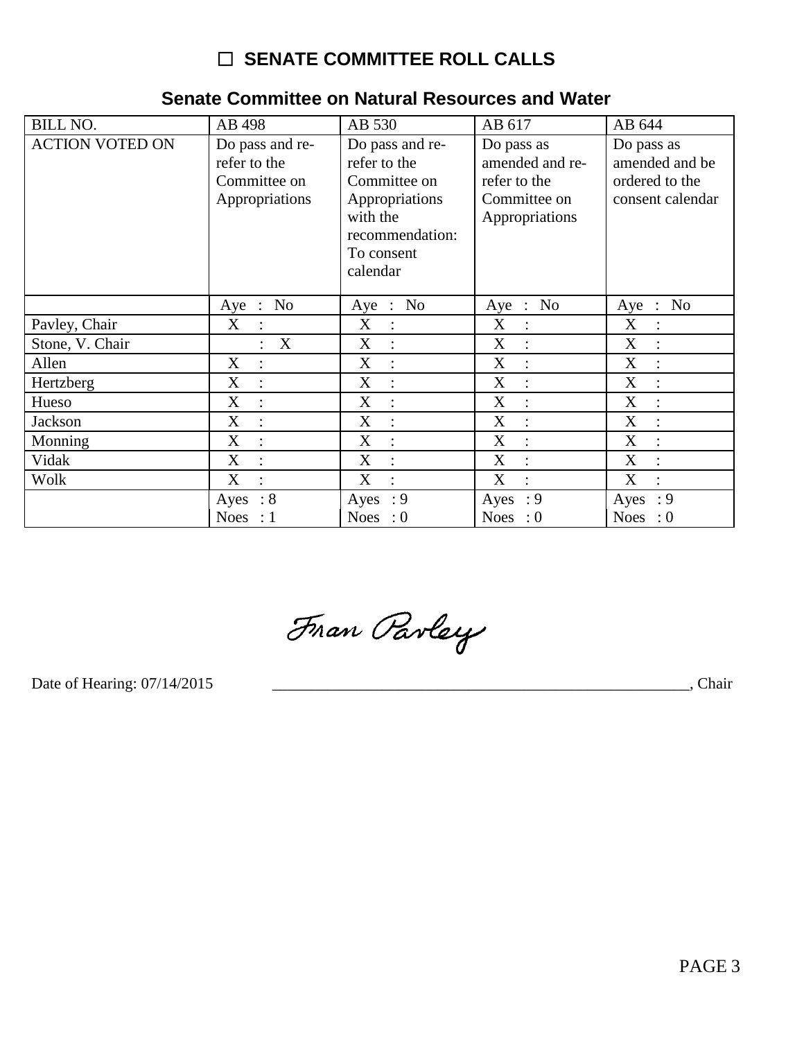## ☐ SENATE COMMITTEE ROLL CALLS

### Senate Committee on Natural Resources and Water

| BILL NO. | AB 498 | AB 530 | AB 617 | AB 644 |
|---|---|---|---|---|
| ACTION VOTED ON | Do pass and re-refer to the Committee on Appropriations | Do pass and re-refer to the Committee on Appropriations with the recommendation: To consent calendar | Do pass as amended and re-refer to the Committee on Appropriations | Do pass as amended and be ordered to the consent calendar |
| | Aye : No | Aye : No | Aye : No | Aye : No |
| Pavley, Chair | X : | X : | X : | X : |
| Stone, V. Chair | : X | X : | X : | X : |
| Allen | X : | X : | X : | X : |
| Hertzberg | X : | X : | X : | X : |
| Hueso | X : | X : | X : | X : |
| Jackson | X : | X : | X : | X : |
| Monning | X : | X : | X : | X : |
| Vidak | X : | X : | X : | X : |
| Wolk | X : | X : | X : | X : |
| | Ayes : 8<br>Noes : 1 | Ayes : 9<br>Noes : 0 | Ayes : 9<br>Noes : 0 | Ayes : 9<br>Noes : 0 |

Fran Pavley

Date of Hearing: 07/14/2015 _______________________________________________, Chair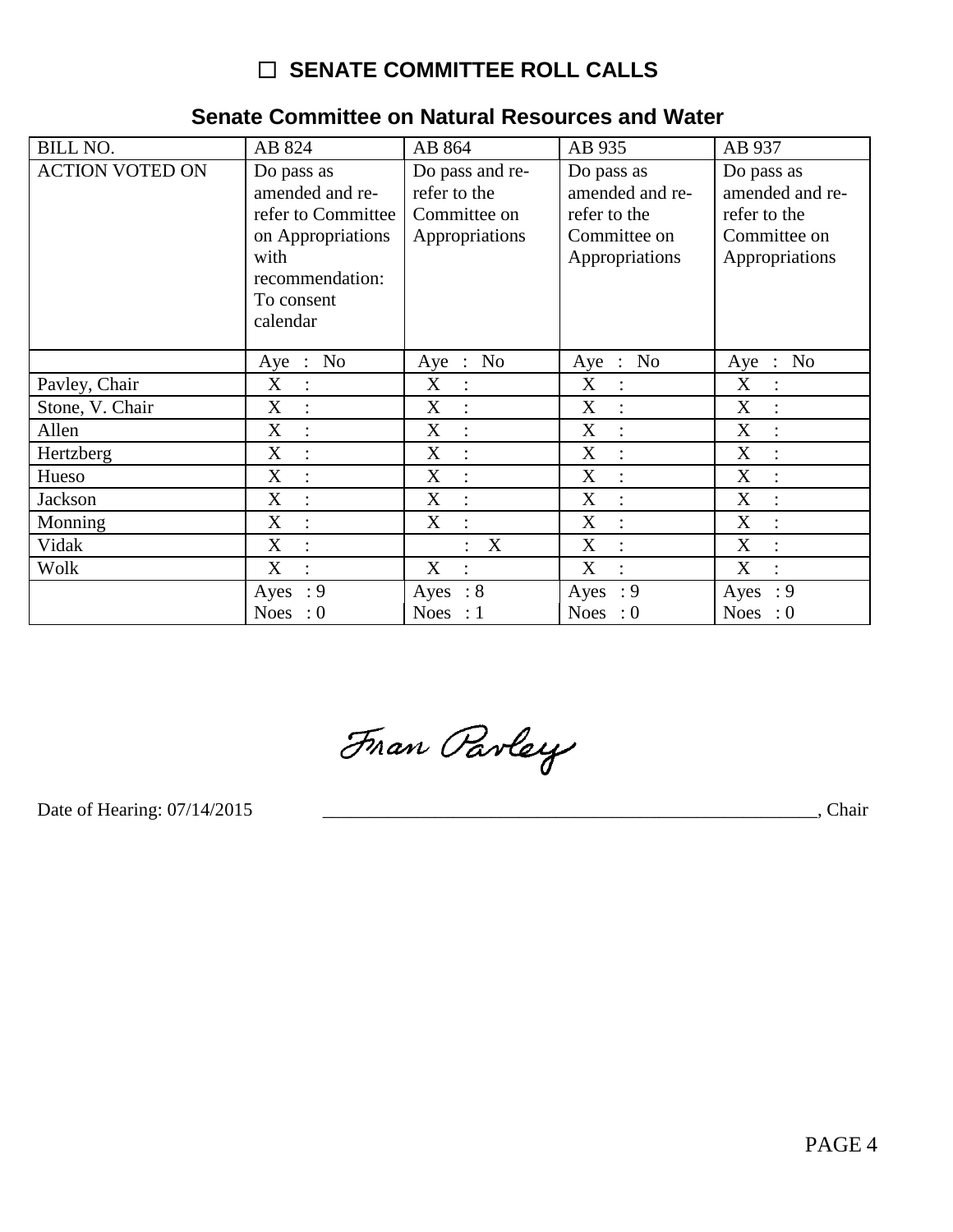# ☐ SENATE COMMITTEE ROLL CALLS

## Senate Committee on Natural Resources and Water

| BILL NO. | AB 824 | AB 864 | AB 935 | AB 937 |
|---|---|---|---|---|
| ACTION VOTED ON | Do pass as amended and re-refer to Committee on Appropriations with recommendation: To consent calendar | Do pass and re-refer to the Committee on Appropriations | Do pass as amended and re-refer to the Committee on Appropriations | Do pass as amended and re-refer to the Committee on Appropriations |
| | Aye : No | Aye : No | Aye : No | Aye : No |
| Pavley, Chair | X : | X : | X : | X : |
| Stone, V. Chair | X : | X : | X : | X : |
| Allen | X : | X : | X : | X : |
| Hertzberg | X : | X : | X : | X : |
| Hueso | X : | X : | X : | X : |
| Jackson | X : | X : | X : | X : |
| Monning | X : | X : | X : | X : |
| Vidak | X : | : X | X : | X : |
| Wolk | X : | X : | X : | X : |
| | Ayes : 9<br>Noes : 0 | Ayes : 8<br>Noes : 1 | Ayes : 9<br>Noes : 0 | Ayes : 9<br>Noes : 0 |

Fran Pavley

Date of Hearing: 07/14/2015 _______________________________________________________, Chair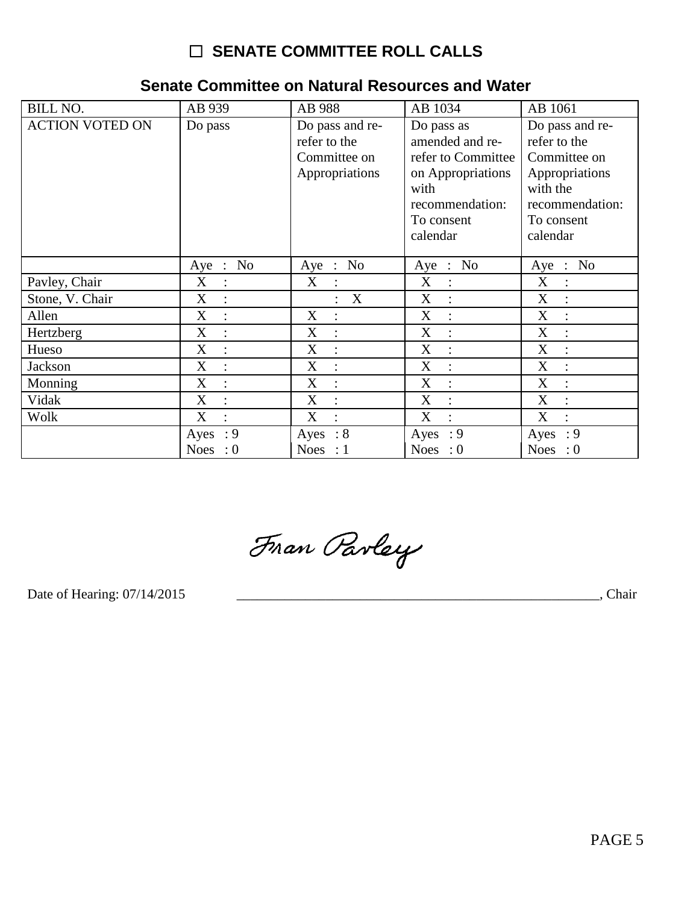## ☐ SENATE COMMITTEE ROLL CALLS

### Senate Committee on Natural Resources and Water

| BILL NO. | AB 939 | AB 988 | AB 1034 | AB 1061 |
|---|---|---|---|---|
| ACTION VOTED ON | Do pass | Do pass and re-refer to the Committee on Appropriations | Do pass as amended and re-refer to Committee on Appropriations with recommendation: To consent calendar | Do pass and re-refer to the Committee on Appropriations with the recommendation: To consent calendar |
| | Aye : No | Aye : No | Aye : No | Aye : No |
| Pavley, Chair | X : | X : | X : | X : |
| Stone, V. Chair | X : | : X | X : | X : |
| Allen | X : | X : | X : | X : |
| Hertzberg | X : | X : | X : | X : |
| Hueso | X : | X : | X : | X : |
| Jackson | X : | X : | X : | X : |
| Monning | X : | X : | X : | X : |
| Vidak | X : | X : | X : | X : |
| Wolk | X : | X : | X : | X : |
| | Ayes : 9<br>Noes : 0 | Ayes : 8<br>Noes : 1 | Ayes : 9<br>Noes : 0 | Ayes : 9<br>Noes : 0 |

Fran Pavley

Date of Hearing: 07/14/2015 _______________________________________________________, Chair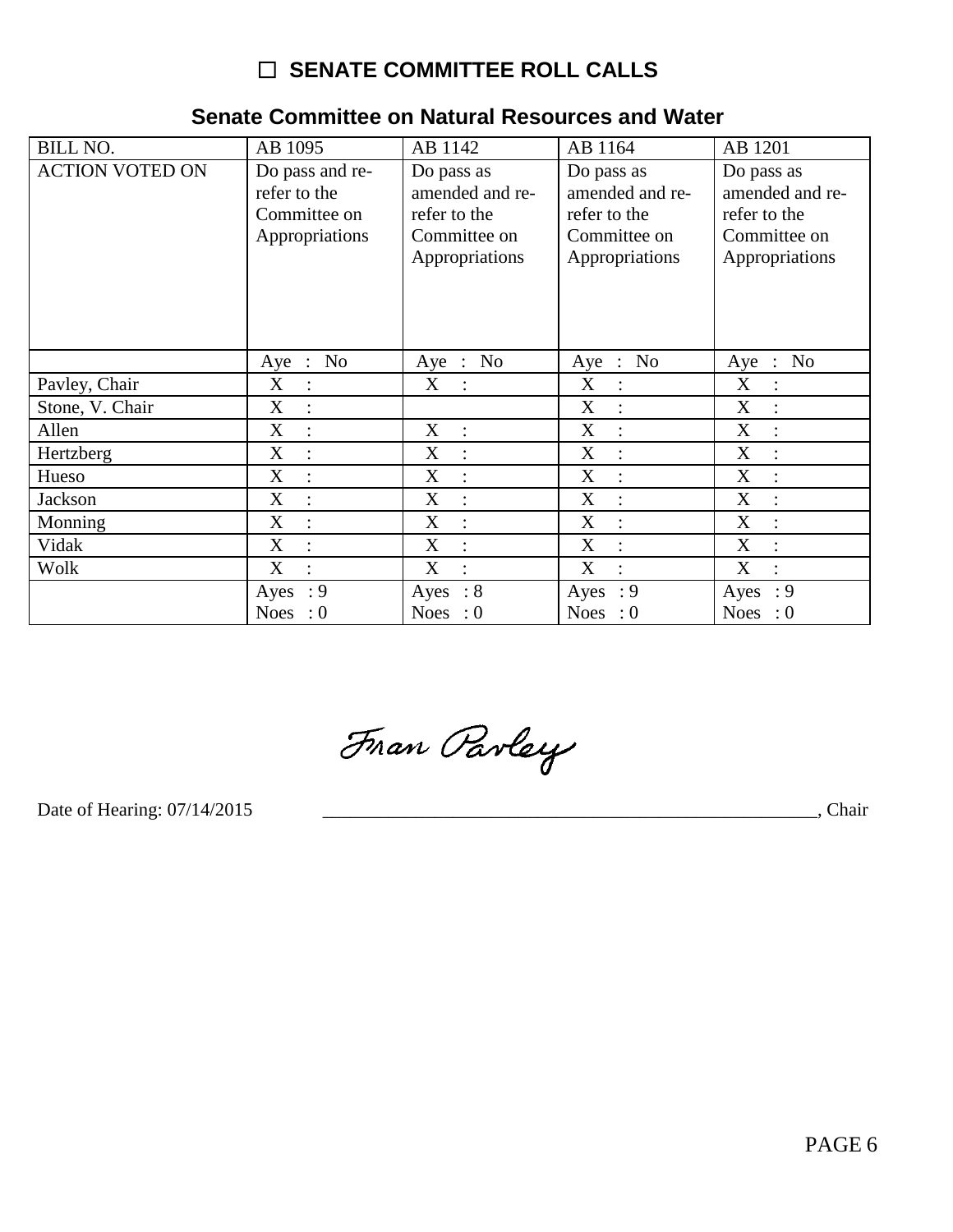# ☐ SENATE COMMITTEE ROLL CALLS

## Senate Committee on Natural Resources and Water

| BILL NO. | AB 1095 | AB 1142 | AB 1164 | AB 1201 |
|---|---|---|---|---|
| ACTION VOTED ON | Do pass and re-refer to the Committee on Appropriations | Do pass as amended and re-refer to the Committee on Appropriations | Do pass as amended and re-refer to the Committee on Appropriations | Do pass as amended and re-refer to the Committee on Appropriations |
| | Aye : No | Aye : No | Aye : No | Aye : No |
| Pavley, Chair | X : | X : | X : | X : |
| Stone, V. Chair | X : | | X : | X : |
| Allen | X : | X : | X : | X : |
| Hertzberg | X : | X : | X : | X : |
| Hueso | X : | X : | X : | X : |
| Jackson | X : | X : | X : | X : |
| Monning | X : | X : | X : | X : |
| Vidak | X : | X : | X : | X : |
| Wolk | X : | X : | X : | X : |
| | Ayes : 9<br>Noes : 0 | Ayes : 8<br>Noes : 0 | Ayes : 9<br>Noes : 0 | Ayes : 9<br>Noes : 0 |

Fran Pavley

Date of Hearing: 07/14/2015 ________________________________________________, Chair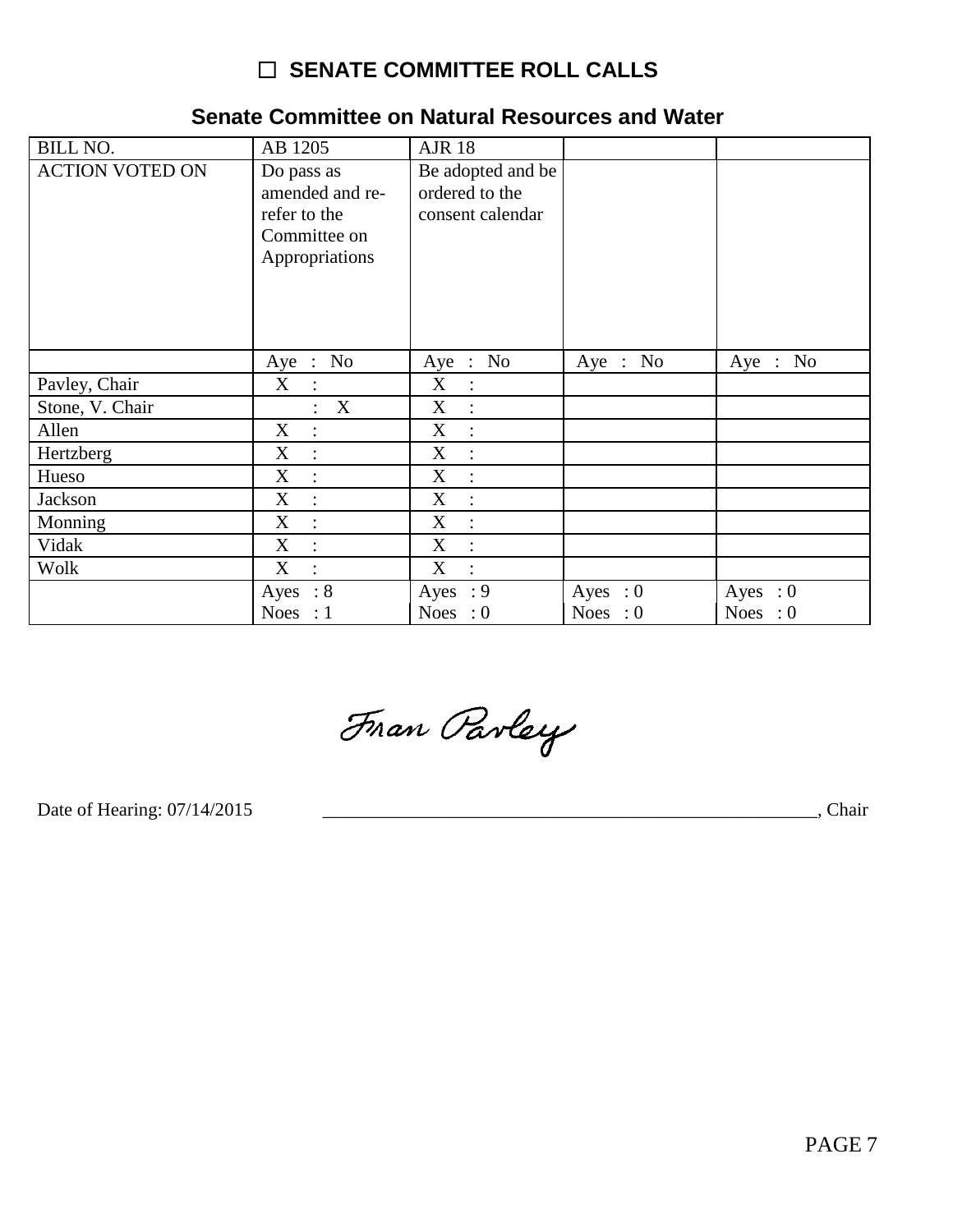# ☐ SENATE COMMITTEE ROLL CALLS

## Senate Committee on Natural Resources and Water

| BILL NO. | AB 1205 | AJR 18 | | |
|---|---|---|---|---|
| ACTION VOTED ON | Do pass as amended and re-refer to the Committee on Appropriations | Be adopted and be ordered to the consent calendar | | |
| | Aye : No | Aye : No | Aye : No | Aye : No |
| Pavley, Chair | X : | X : | | |
| Stone, V. Chair | : X | X : | | |
| Allen | X : | X : | | |
| Hertzberg | X : | X : | | |
| Hueso | X : | X : | | |
| Jackson | X : | X : | | |
| Monning | X : | X : | | |
| Vidak | X : | X : | | |
| Wolk | X : | X : | | |
| | Ayes : 8 Noes : 1 | Ayes : 9 Noes : 0 | Ayes : 0 Noes : 0 | Ayes : 0 Noes : 0 |

Fran Pavley

Date of Hearing: 07/14/2015 ________________________________________________, Chair